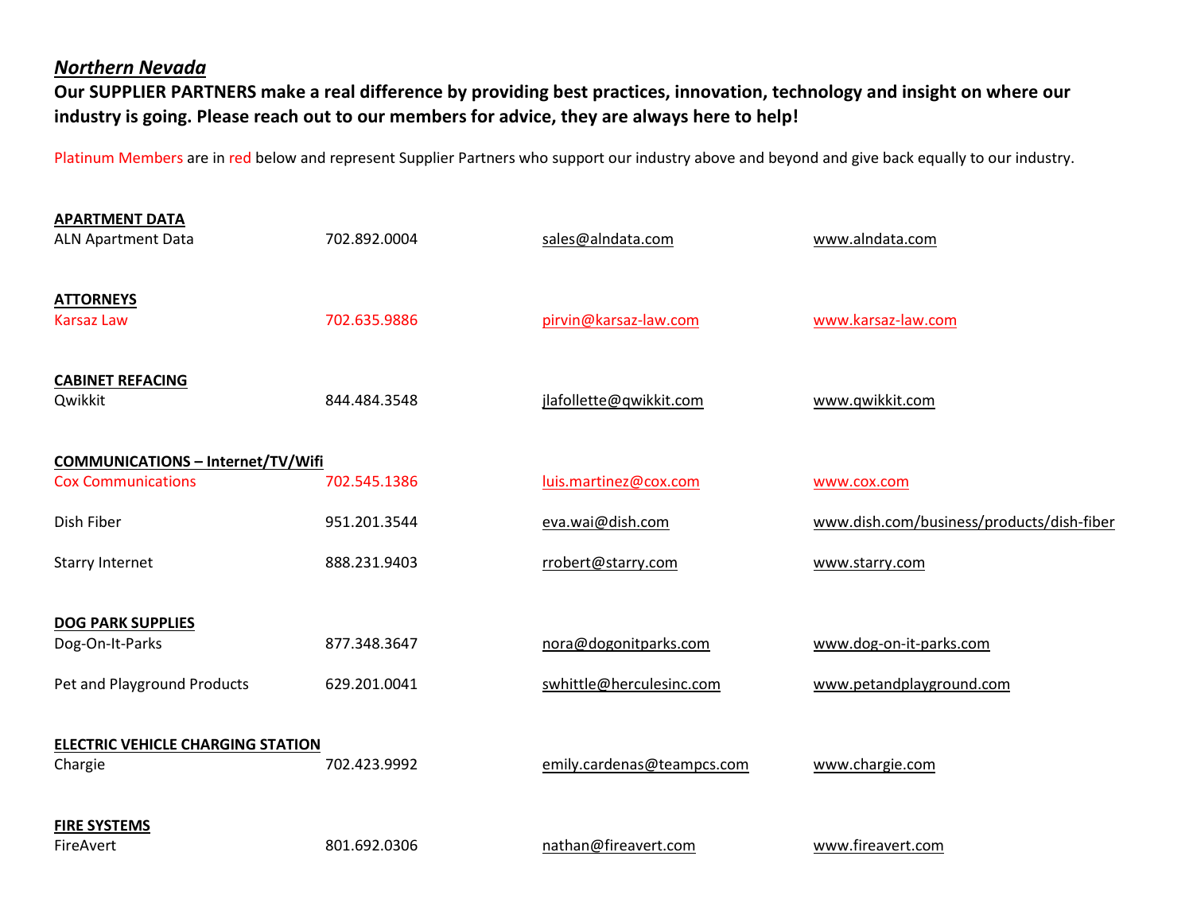## *Northern Nevada*

**Our SUPPLIER PARTNERS make a real difference by providing best practices, innovation, technology and insight on where our industry is going. Please reach out to our members for advice, they are always here to help!**

Platinum Members are in red below and represent Supplier Partners who support our industry above and beyond and give back equally to our industry.

**APARTMENT DATA**

| | | | |
|---|---|---|---|
| ALN Apartment Data | 702.892.0004 | sales@alndata.com | www.alndata.com |

**ATTORNEYS**

| | | | |
|---|---|---|---|
| Karsaz Law | 702.635.9886 | pirvin@karsaz-law.com | www.karsaz-law.com |

**CABINET REFACING**

| | | | |
|---|---|---|---|
| Qwikkit | 844.484.3548 | jlafollette@qwikkit.com | www.qwikkit.com |

**COMMUNICATIONS – Internet/TV/Wifi**

| | | | |
|---|---|---|---|
| Cox Communications | 702.545.1386 | luis.martinez@cox.com | www.cox.com |
| Dish Fiber | 951.201.3544 | eva.wai@dish.com | www.dish.com/business/products/dish-fiber |
| Starry Internet | 888.231.9403 | rrobert@starry.com | www.starry.com |

**DOG PARK SUPPLIES**

| | | | |
|---|---|---|---|
| Dog-On-It-Parks | 877.348.3647 | nora@dogonitparks.com | www.dog-on-it-parks.com |
| Pet and Playground Products | 629.201.0041 | swhittle@herculesinc.com | www.petandplayground.com |

**ELECTRIC VEHICLE CHARGING STATION**

| | | | |
|---|---|---|---|
| Chargie | 702.423.9992 | emily.cardenas@teampcs.com | www.chargie.com |

**FIRE SYSTEMS**

| | | | |
|---|---|---|---|
| FireAvert | 801.692.0306 | nathan@fireavert.com | www.fireavert.com |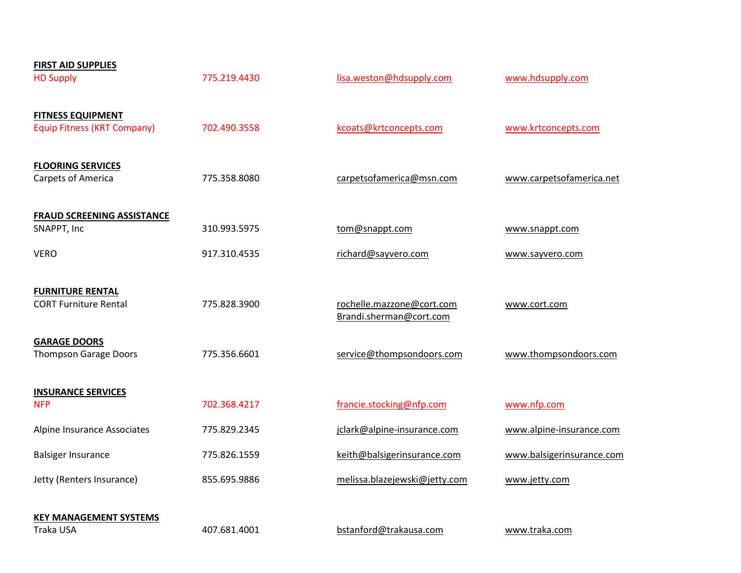**FIRST AID SUPPLIES**

| | | | |
|---|---|---|---|
| HD Supply | 775.219.4430 | lisa.weston@hdsupply.com | www.hdsupply.com |

**FITNESS EQUIPMENT**

| | | | |
|---|---|---|---|
| Equip Fitness (KRT Company) | 702.490.3558 | kcoats@krtconcepts.com | www.krtconcepts.com |

**FLOORING SERVICES**

| | | | |
|---|---|---|---|
| Carpets of America | 775.358.8080 | carpetsofamerica@msn.com | www.carpetsofamerica.net |

**FRAUD SCREENING ASSISTANCE**

| | | | |
|---|---|---|---|
| SNAPPT, Inc | 310.993.5975 | tom@snappt.com | www.snappt.com |
| VERO | 917.310.4535 | richard@sayvero.com | www.sayvero.com |

**FURNITURE RENTAL**

| | | | |
|---|---|---|---|
| CORT Furniture Rental | 775.828.3900 | rochelle.mazzone@cort.com<br>Brandi.sherman@cort.com | www.cort.com |

**GARAGE DOORS**

| | | | |
|---|---|---|---|
| Thompson Garage Doors | 775.356.6601 | service@thompsondoors.com | www.thompsondoors.com |

**INSURANCE SERVICES**

| | | | |
|---|---|---|---|
| NFP | 702.368.4217 | francie.stocking@nfp.com | www.nfp.com |
| Alpine Insurance Associates | 775.829.2345 | jclark@alpine-insurance.com | www.alpine-insurance.com |
| Balsiger Insurance | 775.826.1559 | keith@balsigerinsurance.com | www.balsigerinsurance.com |
| Jetty (Renters Insurance) | 855.695.9886 | melissa.blazejewski@jetty.com | www.jetty.com |

**KEY MANAGEMENT SYSTEMS**

| | | | |
|---|---|---|---|
| Traka USA | 407.681.4001 | bstanford@trakausa.com | www.traka.com |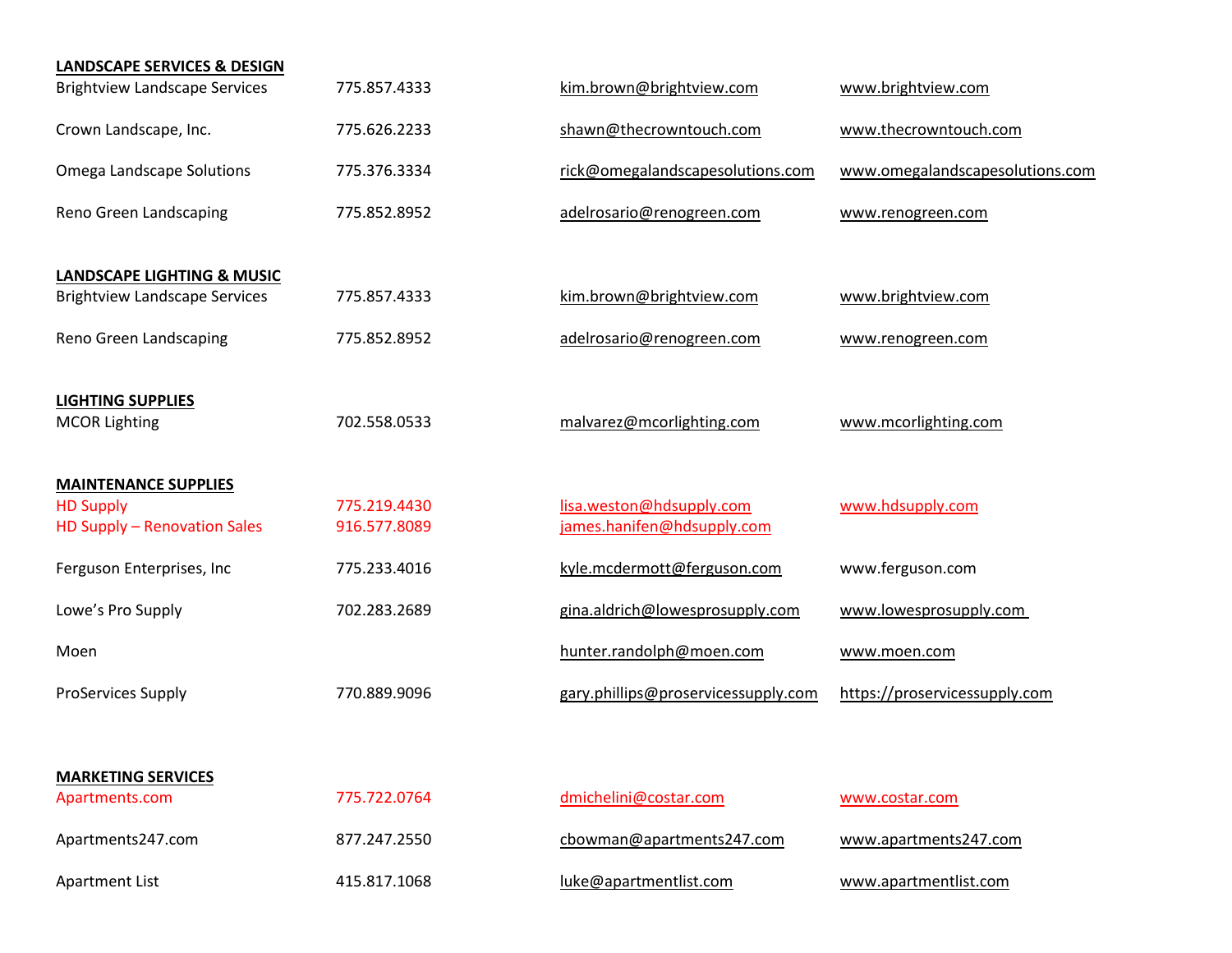**LANDSCAPE SERVICES & DESIGN**

| | | | |
|---|---|---|---|
| Brightview Landscape Services | 775.857.4333 | kim.brown@brightview.com | www.brightview.com |
| Crown Landscape, Inc. | 775.626.2233 | shawn@thecrowntouch.com | www.thecrowntouch.com |
| Omega Landscape Solutions | 775.376.3334 | rick@omegalandscapesolutions.com | www.omegalandscapesolutions.com |
| Reno Green Landscaping | 775.852.8952 | adelrosario@renogreen.com | www.renogreen.com |

**LANDSCAPE LIGHTING & MUSIC**

| | | | |
|---|---|---|---|
| Brightview Landscape Services | 775.857.4333 | kim.brown@brightview.com | www.brightview.com |
| Reno Green Landscaping | 775.852.8952 | adelrosario@renogreen.com | www.renogreen.com |

**LIGHTING SUPPLIES**

| | | | |
|---|---|---|---|
| MCOR Lighting | 702.558.0533 | malvarez@mcorlighting.com | www.mcorlighting.com |

**MAINTENANCE SUPPLIES**

| | | | |
|---|---|---|---|
| HD Supply | 775.219.4430 | lisa.weston@hdsupply.com | www.hdsupply.com |
| HD Supply – Renovation Sales | 916.577.8089 | james.hanifen@hdsupply.com | |
| Ferguson Enterprises, Inc | 775.233.4016 | kyle.mcdermott@ferguson.com | www.ferguson.com |
| Lowe's Pro Supply | 702.283.2689 | gina.aldrich@lowesprosupply.com | www.lowesprosupply.com |
| Moen | | hunter.randolph@moen.com | www.moen.com |
| ProServices Supply | 770.889.9096 | gary.phillips@proservicessupply.com | https://proservicessupply.com |

**MARKETING SERVICES**

| | | | |
|---|---|---|---|
| Apartments.com | 775.722.0764 | dmichelini@costar.com | www.costar.com |
| Apartments247.com | 877.247.2550 | cbowman@apartments247.com | www.apartments247.com |
| Apartment List | 415.817.1068 | luke@apartmentlist.com | www.apartmentlist.com |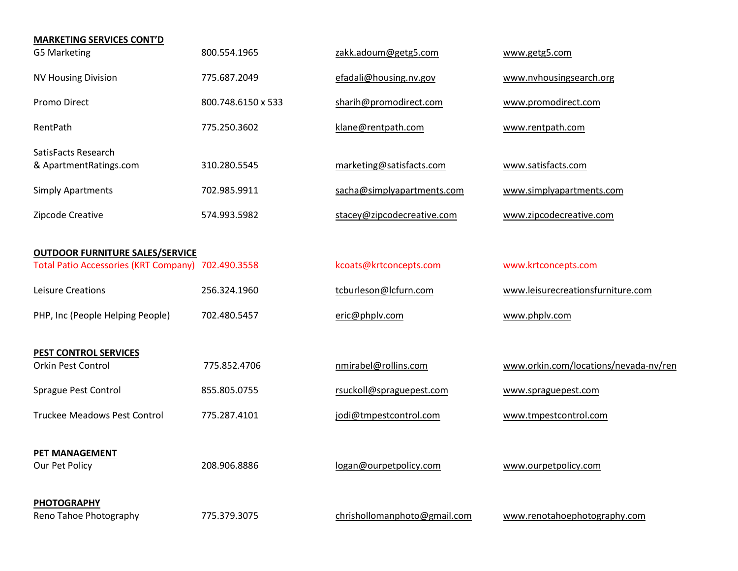**MARKETING SERVICES CONT'D**

| | | | |
|---|---|---|---|
| G5 Marketing | 800.554.1965 | zakk.adoum@getg5.com | www.getg5.com |
| NV Housing Division | 775.687.2049 | efadali@housing.nv.gov | www.nvhousingsearch.org |
| Promo Direct | 800.748.6150 x 533 | sharih@promodirect.com | www.promodirect.com |
| RentPath | 775.250.3602 | klane@rentpath.com | www.rentpath.com |
| SatisFacts Research & ApartmentRatings.com | 310.280.5545 | marketing@satisfacts.com | www.satisfacts.com |
| Simply Apartments | 702.985.9911 | sacha@simplyapartments.com | www.simplyapartments.com |
| Zipcode Creative | 574.993.5982 | stacey@zipcodecreative.com | www.zipcodecreative.com |

**OUTDOOR FURNITURE SALES/SERVICE**

| | | | |
|---|---|---|---|
| Total Patio Accessories (KRT Company) | 702.490.3558 | kcoats@krtconcepts.com | www.krtconcepts.com |
| Leisure Creations | 256.324.1960 | tcburleson@lcfurn.com | www.leisurecreationsfurniture.com |
| PHP, Inc (People Helping People) | 702.480.5457 | eric@phplv.com | www.phplv.com |

**PEST CONTROL SERVICES**

| | | | |
|---|---|---|---|
| Orkin Pest Control | 775.852.4706 | nmirabel@rollins.com | www.orkin.com/locations/nevada-nv/ren |
| Sprague Pest Control | 855.805.0755 | rsuckoll@spraguepest.com | www.spraguepest.com |
| Truckee Meadows Pest Control | 775.287.4101 | jodi@tmpestcontrol.com | www.tmpestcontrol.com |

**PET MANAGEMENT**

| | | | |
|---|---|---|---|
| Our Pet Policy | 208.906.8886 | logan@ourpetpolicy.com | www.ourpetpolicy.com |

**PHOTOGRAPHY**

| | | | |
|---|---|---|---|
| Reno Tahoe Photography | 775.379.3075 | chrishollomanphoto@gmail.com | www.renotahoephotography.com |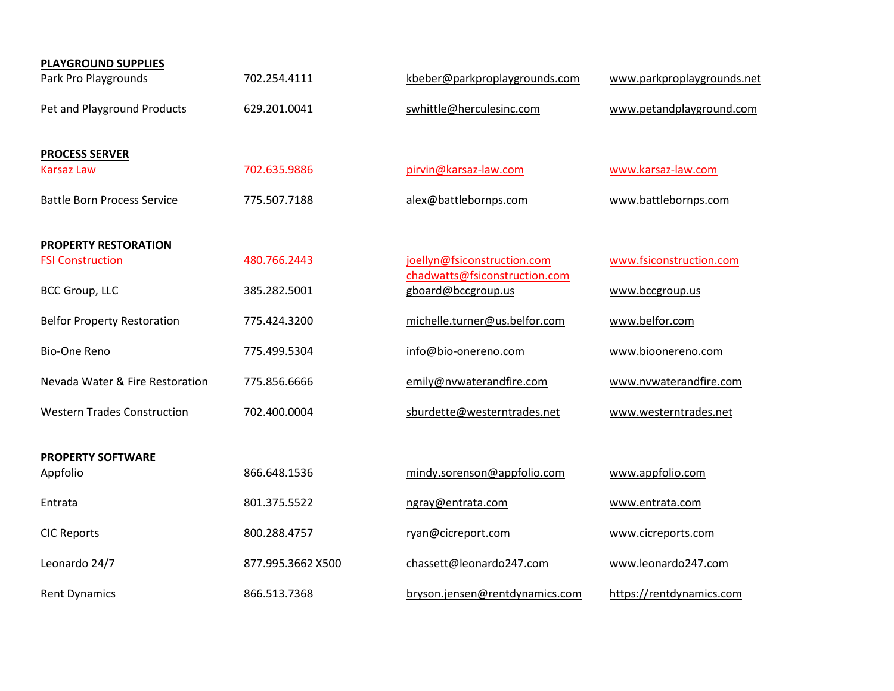**PLAYGROUND SUPPLIES**

| | | | |
|---|---|---|---|
| Park Pro Playgrounds | 702.254.4111 | kbeber@parkproplaygrounds.com | www.parkproplaygrounds.net |
| Pet and Playground Products | 629.201.0041 | swhittle@herculesinc.com | www.petandplayground.com |

**PROCESS SERVER**

| | | | |
|---|---|---|---|
| Karsaz Law | 702.635.9886 | pirvin@karsaz-law.com | www.karsaz-law.com |
| Battle Born Process Service | 775.507.7188 | alex@battlebornps.com | www.battlebornps.com |

**PROPERTY RESTORATION**

| | | | |
|---|---|---|---|
| FSI Construction | 480.766.2443 | joellyn@fsiconstruction.com<br>chadwatts@fsiconstruction.com | www.fsiconstruction.com |
| BCC Group, LLC | 385.282.5001 | gboard@bccgroup.us | www.bccgroup.us |
| Belfor Property Restoration | 775.424.3200 | michelle.turner@us.belfor.com | www.belfor.com |
| Bio-One Reno | 775.499.5304 | info@bio-onereno.com | www.bioonereno.com |
| Nevada Water & Fire Restoration | 775.856.6666 | emily@nvwaterandfire.com | www.nvwaterandfire.com |
| Western Trades Construction | 702.400.0004 | sburdette@westerntrades.net | www.westerntrades.net |

**PROPERTY SOFTWARE**

| | | | |
|---|---|---|---|
| Appfolio | 866.648.1536 | mindy.sorenson@appfolio.com | www.appfolio.com |
| Entrata | 801.375.5522 | ngray@entrata.com | www.entrata.com |
| CIC Reports | 800.288.4757 | ryan@cicreport.com | www.cicreports.com |
| Leonardo 24/7 | 877.995.3662 X500 | chassett@leonardo247.com | www.leonardo247.com |
| Rent Dynamics | 866.513.7368 | bryson.jensen@rentdynamics.com | https://rentdynamics.com |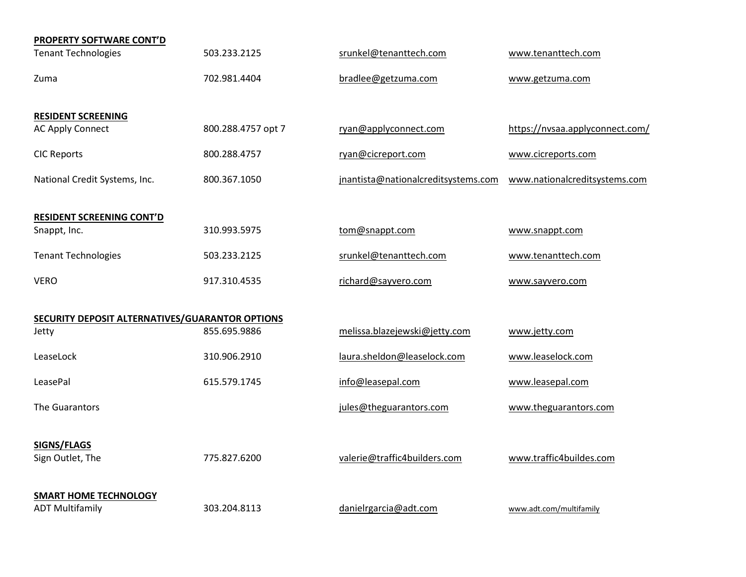**PROPERTY SOFTWARE CONT'D**

| | | | |
|---|---|---|---|
| Tenant Technologies | 503.233.2125 | srunkel@tenanttech.com | www.tenanttech.com |
| Zuma | 702.981.4404 | bradlee@getzuma.com | www.getzuma.com |

**RESIDENT SCREENING**

| | | | |
|---|---|---|---|
| AC Apply Connect | 800.288.4757 opt 7 | ryan@applyconnect.com | https://nvsaa.applyconnect.com/ |
| CIC Reports | 800.288.4757 | ryan@cicreport.com | www.cicreports.com |
| National Credit Systems, Inc. | 800.367.1050 | jnantista@nationalcreditsystems.com | www.nationalcreditsystems.com |

**RESIDENT SCREENING CONT'D**

| | | | |
|---|---|---|---|
| Snappt, Inc. | 310.993.5975 | tom@snappt.com | www.snappt.com |
| Tenant Technologies | 503.233.2125 | srunkel@tenanttech.com | www.tenanttech.com |
| VERO | 917.310.4535 | richard@sayvero.com | www.sayvero.com |

**SECURITY DEPOSIT ALTERNATIVES/GUARANTOR OPTIONS**

| | | | |
|---|---|---|---|
| Jetty | 855.695.9886 | melissa.blazejewski@jetty.com | www.jetty.com |
| LeaseLock | 310.906.2910 | laura.sheldon@leaselock.com | www.leaselock.com |
| LeasePal | 615.579.1745 | info@leasepal.com | www.leasepal.com |
| The Guarantors | | jules@theguarantors.com | www.theguarantors.com |

**SIGNS/FLAGS**

| | | | |
|---|---|---|---|
| Sign Outlet, The | 775.827.6200 | valerie@traffic4builders.com | www.traffic4buildes.com |

**SMART HOME TECHNOLOGY**

| | | | |
|---|---|---|---|
| ADT Multifamily | 303.204.8113 | danielrgarcia@adt.com | www.adt.com/multifamily |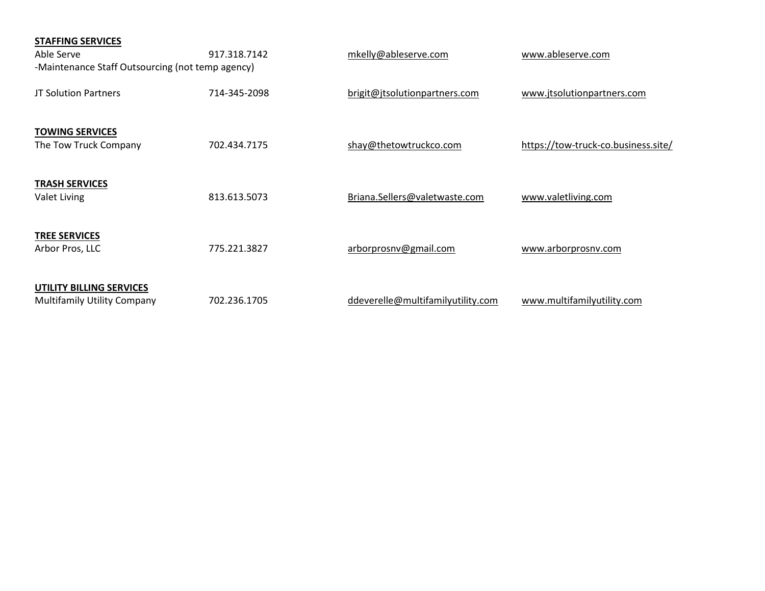**STAFFING SERVICES**

| | | | |
|---|---|---|---|
| Able Serve | 917.318.7142 | mkelly@ableserve.com | www.ableserve.com |
| -Maintenance Staff Outsourcing (not temp agency) | | | |
| JT Solution Partners | 714-345-2098 | brigit@jtsolutionpartners.com | www.jtsolutionpartners.com |

**TOWING SERVICES**

| | | | |
|---|---|---|---|
| The Tow Truck Company | 702.434.7175 | shay@thetowtruckco.com | https://tow-truck-co.business.site/ |

**TRASH SERVICES**

| | | | |
|---|---|---|---|
| Valet Living | 813.613.5073 | Briana.Sellers@valetwaste.com | www.valetliving.com |

**TREE SERVICES**

| | | | |
|---|---|---|---|
| Arbor Pros, LLC | 775.221.3827 | arborprosnv@gmail.com | www.arborprosnv.com |

**UTILITY BILLING SERVICES**

| | | | |
|---|---|---|---|
| Multifamily Utility Company | 702.236.1705 | ddeverelle@multifamilyutility.com | www.multifamilyutility.com |